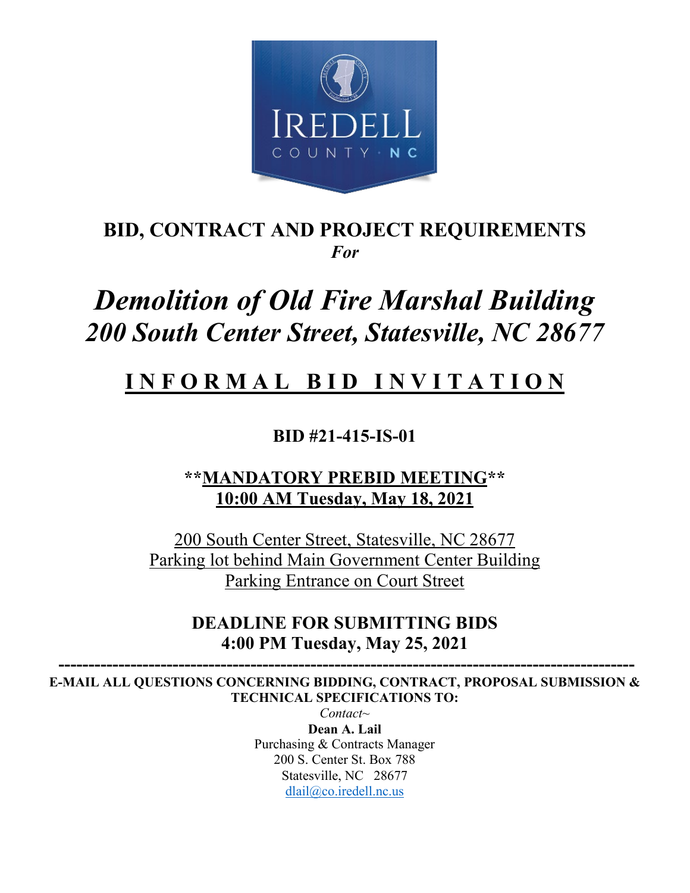IREDELL COUNTY · NC

# BID, CONTRACT AND PROJECT REQUIREMENTS

*For*

# *Demolition of Old Fire Marshal Building*
# *200 South Center Street, Statesville, NC 28677*

## INFORMAL BID INVITATION

**BID #21-415-IS-01**

**\*\*MANDATORY PREBID MEETING\*\***
**10:00 AM Tuesday, May 18, 2021**

200 South Center Street, Statesville, NC 28677
Parking lot behind Main Government Center Building
Parking Entrance on Court Street

**DEADLINE FOR SUBMITTING BIDS**
**4:00 PM Tuesday, May 25, 2021**

---

**E-MAIL ALL QUESTIONS CONCERNING BIDDING, CONTRACT, PROPOSAL SUBMISSION & TECHNICAL SPECIFICATIONS TO:**

*Contact~*
**Dean A. Lail**
Purchasing & Contracts Manager
200 S. Center St. Box 788
Statesville, NC 28677
dlail@co.iredell.nc.us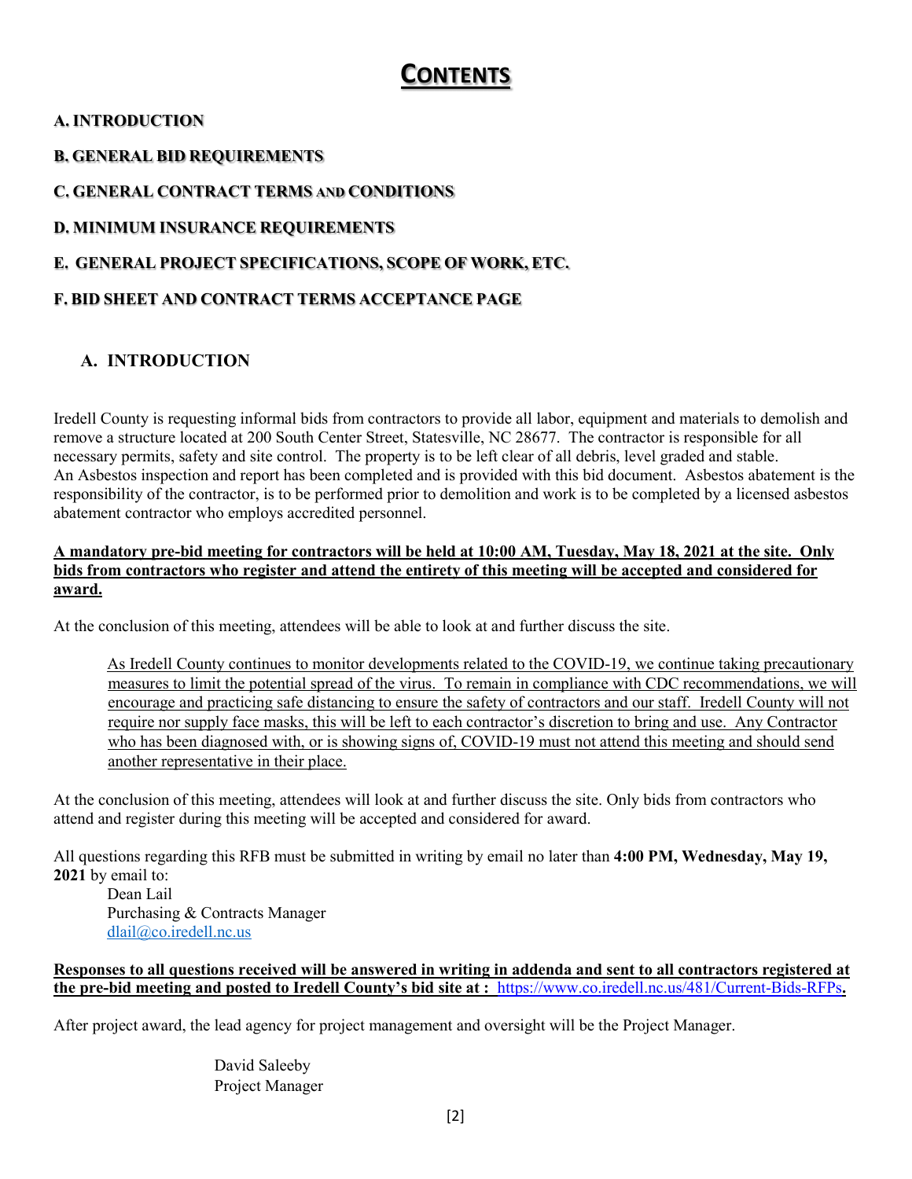# CONTENTS

**A. INTRODUCTION**

**B. GENERAL BID REQUIREMENTS**

**C. GENERAL CONTRACT TERMS AND CONDITIONS**

**D. MINIMUM INSURANCE REQUIREMENTS**

**E. GENERAL PROJECT SPECIFICATIONS, SCOPE OF WORK, ETC.**

**F. BID SHEET AND CONTRACT TERMS ACCEPTANCE PAGE**

## A. INTRODUCTION

Iredell County is requesting informal bids from contractors to provide all labor, equipment and materials to demolish and remove a structure located at 200 South Center Street, Statesville, NC 28677. The contractor is responsible for all necessary permits, safety and site control. The property is to be left clear of all debris, level graded and stable. An Asbestos inspection and report has been completed and is provided with this bid document. Asbestos abatement is the responsibility of the contractor, is to be performed prior to demolition and work is to be completed by a licensed asbestos abatement contractor who employs accredited personnel.

**A mandatory pre-bid meeting for contractors will be held at 10:00 AM, Tuesday, May 18, 2021 at the site. Only bids from contractors who register and attend the entirety of this meeting will be accepted and considered for award.**

At the conclusion of this meeting, attendees will be able to look at and further discuss the site.

> As Iredell County continues to monitor developments related to the COVID-19, we continue taking precautionary measures to limit the potential spread of the virus. To remain in compliance with CDC recommendations, we will encourage and practicing safe distancing to ensure the safety of contractors and our staff. Iredell County will not require nor supply face masks, this will be left to each contractor's discretion to bring and use. Any Contractor who has been diagnosed with, or is showing signs of, COVID-19 must not attend this meeting and should send another representative in their place.

At the conclusion of this meeting, attendees will look at and further discuss the site. Only bids from contractors who attend and register during this meeting will be accepted and considered for award.

All questions regarding this RFB must be submitted in writing by email no later than **4:00 PM, Wednesday, May 19, 2021** by email to:

Dean Lail
Purchasing & Contracts Manager
dlail@co.iredell.nc.us

**Responses to all questions received will be answered in writing in addenda and sent to all contractors registered at the pre-bid meeting and posted to Iredell County's bid site at : https://www.co.iredell.nc.us/481/Current-Bids-RFPs.**

After project award, the lead agency for project management and oversight will be the Project Manager.

David Saleeby
Project Manager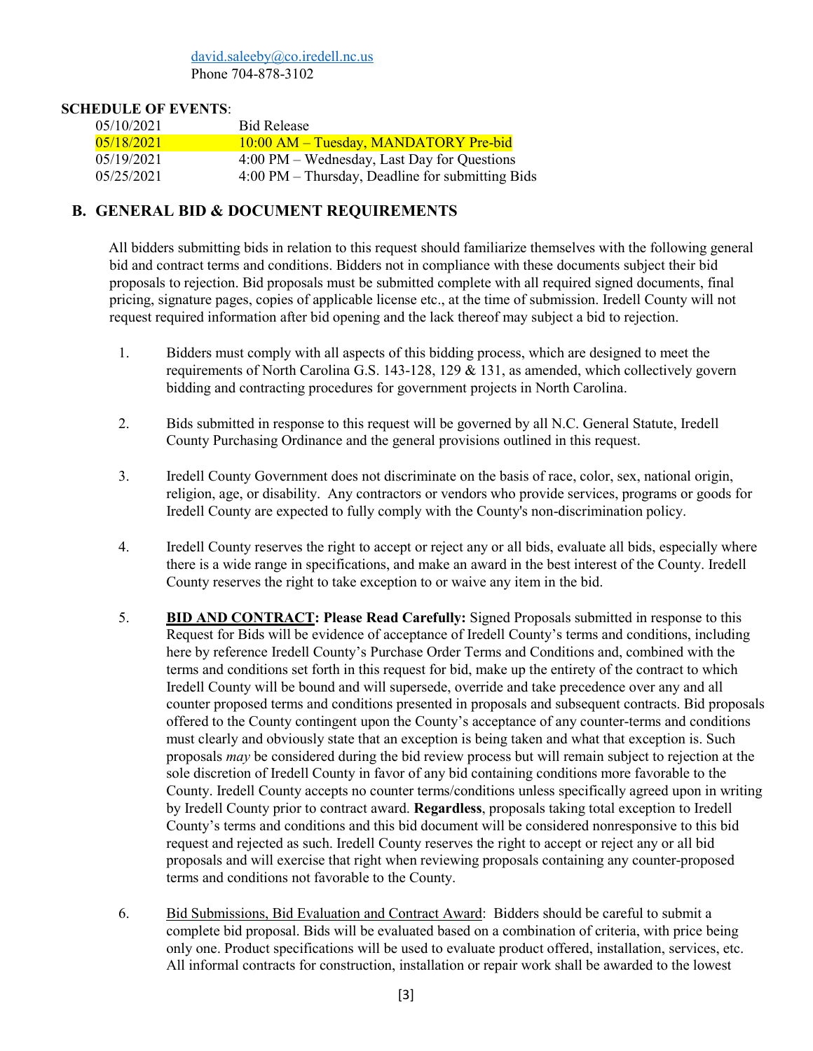david.saleeby@co.iredell.nc.us
Phone 704-878-3102

**SCHEDULE OF EVENTS**:

| | |
|---|---|
| 05/10/2021 | Bid Release |
| 05/18/2021 | 10:00 AM – Tuesday, MANDATORY Pre-bid |
| 05/19/2021 | 4:00 PM – Wednesday, Last Day for Questions |
| 05/25/2021 | 4:00 PM – Thursday, Deadline for submitting Bids |

## B. GENERAL BID & DOCUMENT REQUIREMENTS

All bidders submitting bids in relation to this request should familiarize themselves with the following general bid and contract terms and conditions. Bidders not in compliance with these documents subject their bid proposals to rejection. Bid proposals must be submitted complete with all required signed documents, final pricing, signature pages, copies of applicable license etc., at the time of submission. Iredell County will not request required information after bid opening and the lack thereof may subject a bid to rejection.

1. Bidders must comply with all aspects of this bidding process, which are designed to meet the requirements of North Carolina G.S. 143-128, 129 & 131, as amended, which collectively govern bidding and contracting procedures for government projects in North Carolina.

2. Bids submitted in response to this request will be governed by all N.C. General Statute, Iredell County Purchasing Ordinance and the general provisions outlined in this request.

3. Iredell County Government does not discriminate on the basis of race, color, sex, national origin, religion, age, or disability. Any contractors or vendors who provide services, programs or goods for Iredell County are expected to fully comply with the County's non-discrimination policy.

4. Iredell County reserves the right to accept or reject any or all bids, evaluate all bids, especially where there is a wide range in specifications, and make an award in the best interest of the County. Iredell County reserves the right to take exception to or waive any item in the bid.

5. **BID AND CONTRACT: Please Read Carefully:** Signed Proposals submitted in response to this Request for Bids will be evidence of acceptance of Iredell County's terms and conditions, including here by reference Iredell County's Purchase Order Terms and Conditions and, combined with the terms and conditions set forth in this request for bid, make up the entirety of the contract to which Iredell County will be bound and will supersede, override and take precedence over any and all counter proposed terms and conditions presented in proposals and subsequent contracts. Bid proposals offered to the County contingent upon the County's acceptance of any counter-terms and conditions must clearly and obviously state that an exception is being taken and what that exception is. Such proposals *may* be considered during the bid review process but will remain subject to rejection at the sole discretion of Iredell County in favor of any bid containing conditions more favorable to the County. Iredell County accepts no counter terms/conditions unless specifically agreed upon in writing by Iredell County prior to contract award. **Regardless**, proposals taking total exception to Iredell County's terms and conditions and this bid document will be considered nonresponsive to this bid request and rejected as such. Iredell County reserves the right to accept or reject any or all bid proposals and will exercise that right when reviewing proposals containing any counter-proposed terms and conditions not favorable to the County.

6. Bid Submissions, Bid Evaluation and Contract Award: Bidders should be careful to submit a complete bid proposal. Bids will be evaluated based on a combination of criteria, with price being only one. Product specifications will be used to evaluate product offered, installation, services, etc. All informal contracts for construction, installation or repair work shall be awarded to the lowest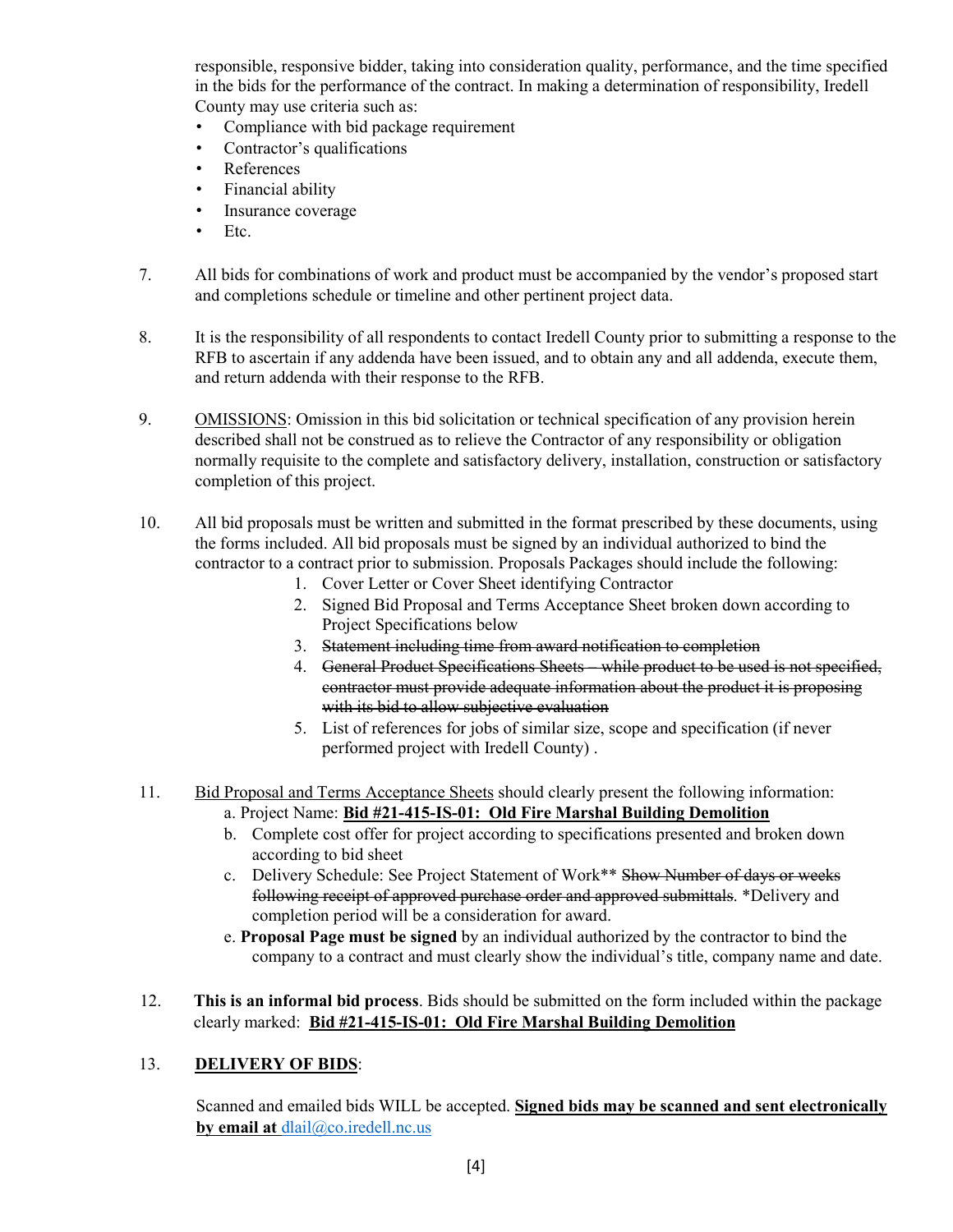responsible, responsive bidder, taking into consideration quality, performance, and the time specified in the bids for the performance of the contract. In making a determination of responsibility, Iredell County may use criteria such as:

- Compliance with bid package requirement
- Contractor's qualifications
- References
- Financial ability
- Insurance coverage
- Etc.

7. All bids for combinations of work and product must be accompanied by the vendor's proposed start and completions schedule or timeline and other pertinent project data.

8. It is the responsibility of all respondents to contact Iredell County prior to submitting a response to the RFB to ascertain if any addenda have been issued, and to obtain any and all addenda, execute them, and return addenda with their response to the RFB.

9. <u>OMISSIONS</u>: Omission in this bid solicitation or technical specification of any provision herein described shall not be construed as to relieve the Contractor of any responsibility or obligation normally requisite to the complete and satisfactory delivery, installation, construction or satisfactory completion of this project.

10. All bid proposals must be written and submitted in the format prescribed by these documents, using the forms included. All bid proposals must be signed by an individual authorized to bind the contractor to a contract prior to submission. Proposals Packages should include the following:
    1. Cover Letter or Cover Sheet identifying Contractor
    2. Signed Bid Proposal and Terms Acceptance Sheet broken down according to Project Specifications below
    3. ~~Statement including time from award notification to completion~~
    4. ~~General Product Specifications Sheets – while product to be used is not specified, contractor must provide adequate information about the product it is proposing with its bid to allow subjective evaluation~~
    5. List of references for jobs of similar size, scope and specification (if never performed project with Iredell County) .

11. <u>Bid Proposal and Terms Acceptance Sheets</u> should clearly present the following information:
    a. Project Name: **<u>Bid #21-415-IS-01: Old Fire Marshal Building Demolition</u>**
    b. Complete cost offer for project according to specifications presented and broken down according to bid sheet
    c. Delivery Schedule: See Project Statement of Work** ~~Show Number of days or weeks following receipt of approved purchase order and approved submittals~~. *Delivery and completion period will be a consideration for award.
    e. **Proposal Page must be signed** by an individual authorized by the contractor to bind the company to a contract and must clearly show the individual's title, company name and date.

12. **This is an informal bid process**. Bids should be submitted on the form included within the package clearly marked: **<u>Bid #21-415-IS-01: Old Fire Marshal Building Demolition</u>**

13. **<u>DELIVERY OF BIDS</u>**:

    Scanned and emailed bids WILL be accepted. **<u>Signed bids may be scanned and sent electronically by email at</u>** dlail@co.iredell.nc.us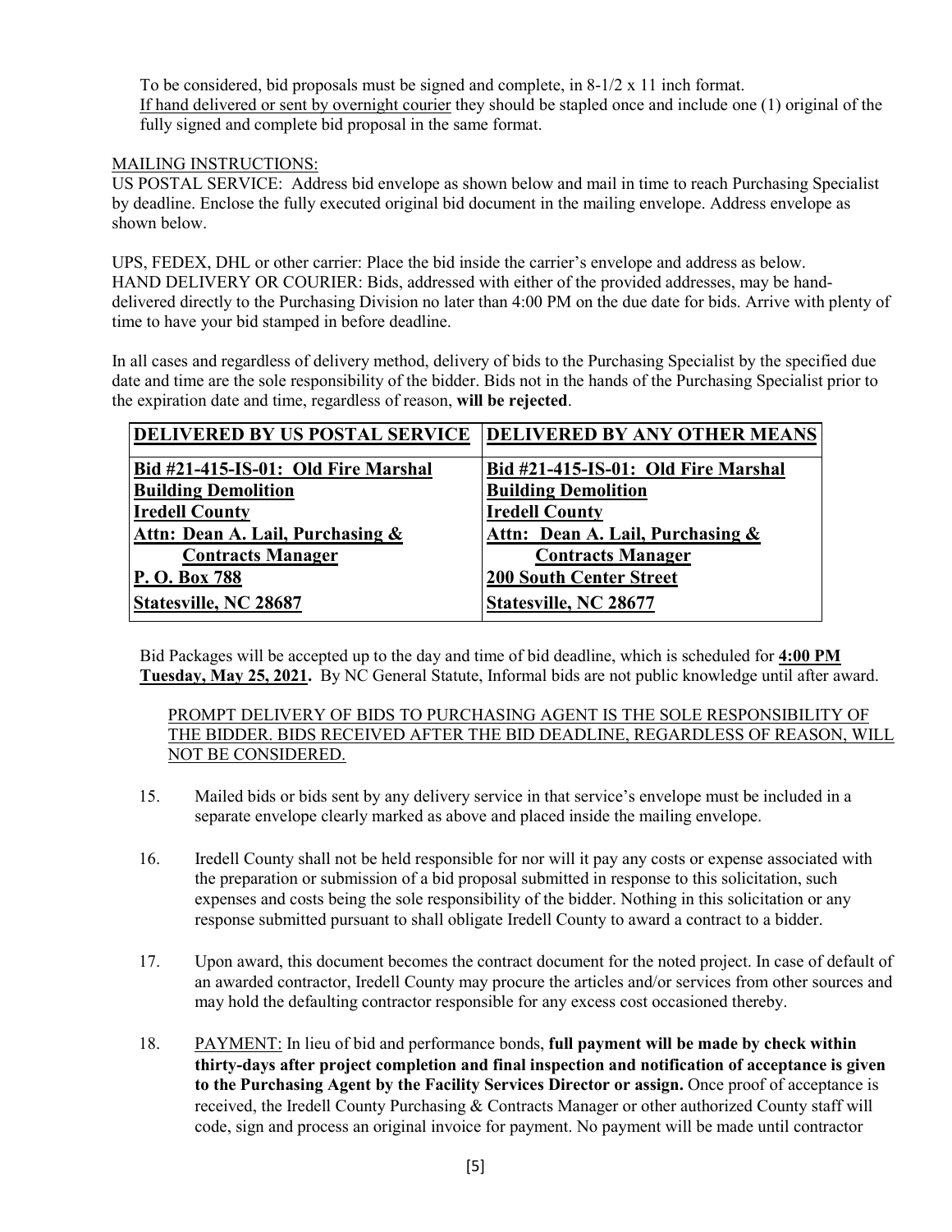To be considered, bid proposals must be signed and complete, in 8-1/2 x 11 inch format.
If hand delivered or sent by overnight courier they should be stapled once and include one (1) original of the fully signed and complete bid proposal in the same format.

MAILING INSTRUCTIONS:
US POSTAL SERVICE: Address bid envelope as shown below and mail in time to reach Purchasing Specialist by deadline. Enclose the fully executed original bid document in the mailing envelope. Address envelope as shown below.

UPS, FEDEX, DHL or other carrier: Place the bid inside the carrier's envelope and address as below.
HAND DELIVERY OR COURIER: Bids, addressed with either of the provided addresses, may be hand-delivered directly to the Purchasing Division no later than 4:00 PM on the due date for bids. Arrive with plenty of time to have your bid stamped in before deadline.

In all cases and regardless of delivery method, delivery of bids to the Purchasing Specialist by the specified due date and time are the sole responsibility of the bidder. Bids not in the hands of the Purchasing Specialist prior to the expiration date and time, regardless of reason, **will be rejected**.

| **DELIVERED BY US POSTAL SERVICE** | **DELIVERED BY ANY OTHER MEANS** |
|---|---|
| **Bid #21-415-IS-01: Old Fire Marshal Building Demolition** | **Bid #21-415-IS-01: Old Fire Marshal Building Demolition** |
| **Iredell County** | **Iredell County** |
| **Attn: Dean A. Lail, Purchasing & Contracts Manager** | **Attn: Dean A. Lail, Purchasing & Contracts Manager** |
| **P. O. Box 788** | **200 South Center Street** |
| **Statesville, NC 28687** | **Statesville, NC 28677** |

Bid Packages will be accepted up to the day and time of bid deadline, which is scheduled for **4:00 PM Tuesday, May 25, 2021.** By NC General Statute, Informal bids are not public knowledge until after award.

PROMPT DELIVERY OF BIDS TO PURCHASING AGENT IS THE SOLE RESPONSIBILITY OF THE BIDDER. BIDS RECEIVED AFTER THE BID DEADLINE, REGARDLESS OF REASON, WILL NOT BE CONSIDERED.

15. Mailed bids or bids sent by any delivery service in that service's envelope must be included in a separate envelope clearly marked as above and placed inside the mailing envelope.

16. Iredell County shall not be held responsible for nor will it pay any costs or expense associated with the preparation or submission of a bid proposal submitted in response to this solicitation, such expenses and costs being the sole responsibility of the bidder. Nothing in this solicitation or any response submitted pursuant to shall obligate Iredell County to award a contract to a bidder.

17. Upon award, this document becomes the contract document for the noted project. In case of default of an awarded contractor, Iredell County may procure the articles and/or services from other sources and may hold the defaulting contractor responsible for any excess cost occasioned thereby.

18. PAYMENT: In lieu of bid and performance bonds, **full payment will be made by check within thirty-days after project completion and final inspection and notification of acceptance is given to the Purchasing Agent by the Facility Services Director or assign.** Once proof of acceptance is received, the Iredell County Purchasing & Contracts Manager or other authorized County staff will code, sign and process an original invoice for payment. No payment will be made until contractor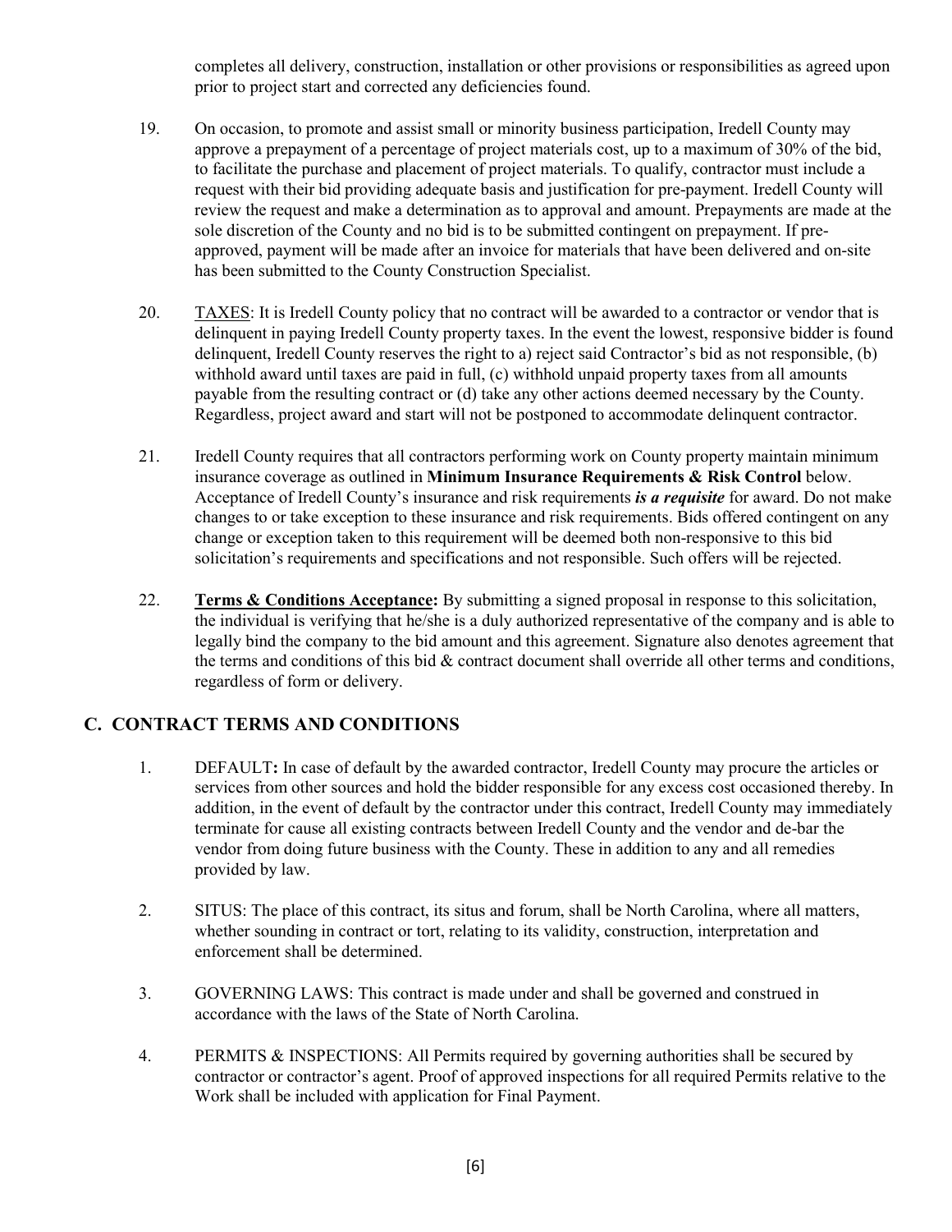completes all delivery, construction, installation or other provisions or responsibilities as agreed upon prior to project start and corrected any deficiencies found.

19. On occasion, to promote and assist small or minority business participation, Iredell County may approve a prepayment of a percentage of project materials cost, up to a maximum of 30% of the bid, to facilitate the purchase and placement of project materials. To qualify, contractor must include a request with their bid providing adequate basis and justification for pre-payment. Iredell County will review the request and make a determination as to approval and amount. Prepayments are made at the sole discretion of the County and no bid is to be submitted contingent on prepayment. If pre-approved, payment will be made after an invoice for materials that have been delivered and on-site has been submitted to the County Construction Specialist.

20. <u>TAXES</u>: It is Iredell County policy that no contract will be awarded to a contractor or vendor that is delinquent in paying Iredell County property taxes. In the event the lowest, responsive bidder is found delinquent, Iredell County reserves the right to a) reject said Contractor's bid as not responsible, (b) withhold award until taxes are paid in full, (c) withhold unpaid property taxes from all amounts payable from the resulting contract or (d) take any other actions deemed necessary by the County. Regardless, project award and start will not be postponed to accommodate delinquent contractor.

21. Iredell County requires that all contractors performing work on County property maintain minimum insurance coverage as outlined in **Minimum Insurance Requirements & Risk Control** below. Acceptance of Iredell County's insurance and risk requirements ***is a requisite*** for award. Do not make changes to or take exception to these insurance and risk requirements. Bids offered contingent on any change or exception taken to this requirement will be deemed both non-responsive to this bid solicitation's requirements and specifications and not responsible. Such offers will be rejected.

22. **<u>Terms & Conditions Acceptance</u>:** By submitting a signed proposal in response to this solicitation, the individual is verifying that he/she is a duly authorized representative of the company and is able to legally bind the company to the bid amount and this agreement. Signature also denotes agreement that the terms and conditions of this bid & contract document shall override all other terms and conditions, regardless of form or delivery.

## C. CONTRACT TERMS AND CONDITIONS

1. DEFAULT**:** In case of default by the awarded contractor, Iredell County may procure the articles or services from other sources and hold the bidder responsible for any excess cost occasioned thereby. In addition, in the event of default by the contractor under this contract, Iredell County may immediately terminate for cause all existing contracts between Iredell County and the vendor and de-bar the vendor from doing future business with the County. These in addition to any and all remedies provided by law.

2. SITUS: The place of this contract, its situs and forum, shall be North Carolina, where all matters, whether sounding in contract or tort, relating to its validity, construction, interpretation and enforcement shall be determined.

3. GOVERNING LAWS: This contract is made under and shall be governed and construed in accordance with the laws of the State of North Carolina.

4. PERMITS & INSPECTIONS: All Permits required by governing authorities shall be secured by contractor or contractor's agent. Proof of approved inspections for all required Permits relative to the Work shall be included with application for Final Payment.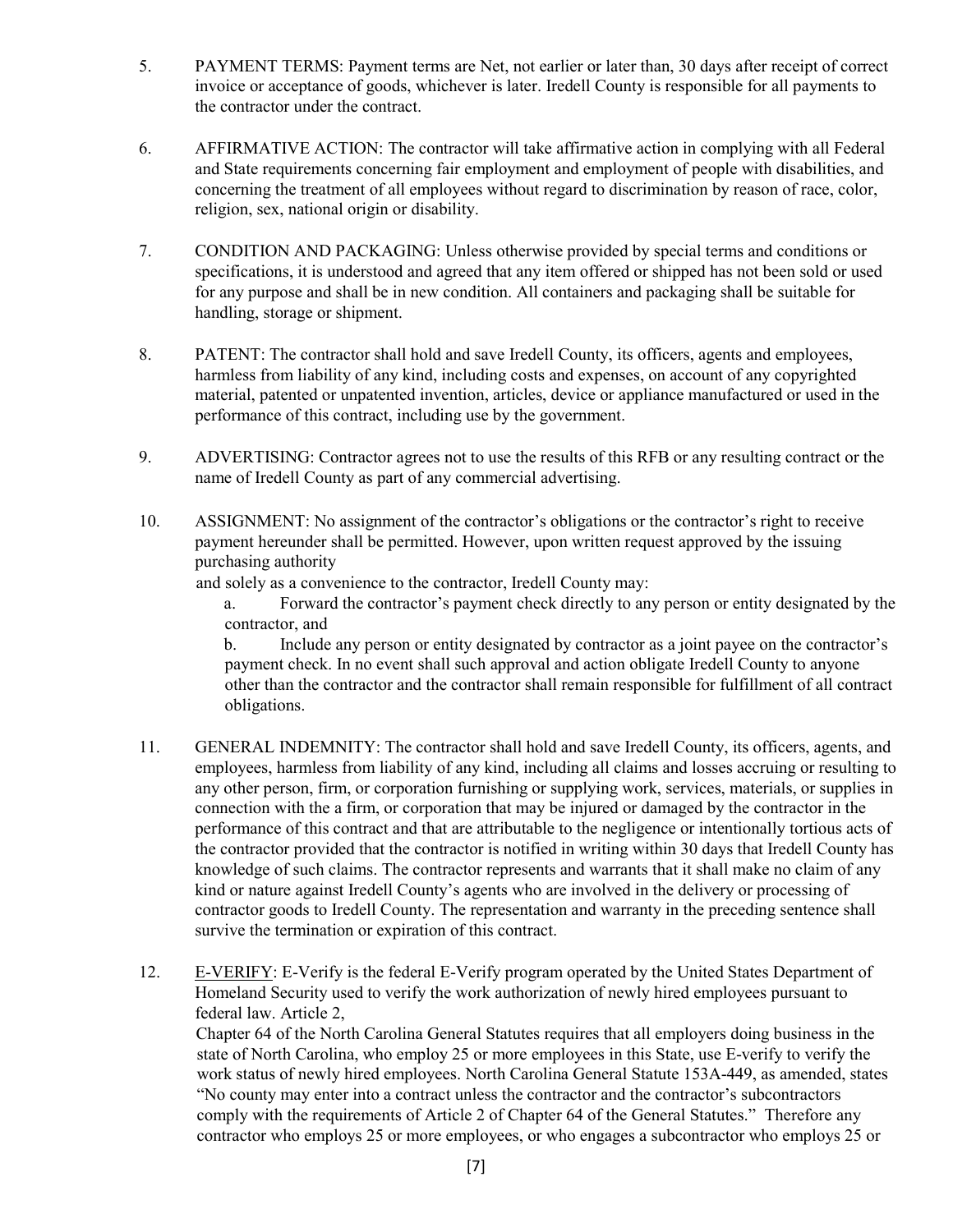5. PAYMENT TERMS: Payment terms are Net, not earlier or later than, 30 days after receipt of correct invoice or acceptance of goods, whichever is later. Iredell County is responsible for all payments to the contractor under the contract.

6. AFFIRMATIVE ACTION: The contractor will take affirmative action in complying with all Federal and State requirements concerning fair employment and employment of people with disabilities, and concerning the treatment of all employees without regard to discrimination by reason of race, color, religion, sex, national origin or disability.

7. CONDITION AND PACKAGING: Unless otherwise provided by special terms and conditions or specifications, it is understood and agreed that any item offered or shipped has not been sold or used for any purpose and shall be in new condition. All containers and packaging shall be suitable for handling, storage or shipment.

8. PATENT: The contractor shall hold and save Iredell County, its officers, agents and employees, harmless from liability of any kind, including costs and expenses, on account of any copyrighted material, patented or unpatented invention, articles, device or appliance manufactured or used in the performance of this contract, including use by the government.

9. ADVERTISING: Contractor agrees not to use the results of this RFB or any resulting contract or the name of Iredell County as part of any commercial advertising.

10. ASSIGNMENT: No assignment of the contractor's obligations or the contractor's right to receive payment hereunder shall be permitted. However, upon written request approved by the issuing purchasing authority
and solely as a convenience to the contractor, Iredell County may:
   a. Forward the contractor's payment check directly to any person or entity designated by the contractor, and
   b. Include any person or entity designated by contractor as a joint payee on the contractor's payment check. In no event shall such approval and action obligate Iredell County to anyone other than the contractor and the contractor shall remain responsible for fulfillment of all contract obligations.

11. GENERAL INDEMNITY: The contractor shall hold and save Iredell County, its officers, agents, and employees, harmless from liability of any kind, including all claims and losses accruing or resulting to any other person, firm, or corporation furnishing or supplying work, services, materials, or supplies in connection with the a firm, or corporation that may be injured or damaged by the contractor in the performance of this contract and that are attributable to the negligence or intentionally tortious acts of the contractor provided that the contractor is notified in writing within 30 days that Iredell County has knowledge of such claims. The contractor represents and warrants that it shall make no claim of any kind or nature against Iredell County's agents who are involved in the delivery or processing of contractor goods to Iredell County. The representation and warranty in the preceding sentence shall survive the termination or expiration of this contract.

12. E-VERIFY: E-Verify is the federal E-Verify program operated by the United States Department of Homeland Security used to verify the work authorization of newly hired employees pursuant to federal law. Article 2,
Chapter 64 of the North Carolina General Statutes requires that all employers doing business in the state of North Carolina, who employ 25 or more employees in this State, use E-verify to verify the work status of newly hired employees. North Carolina General Statute 153A-449, as amended, states "No county may enter into a contract unless the contractor and the contractor's subcontractors comply with the requirements of Article 2 of Chapter 64 of the General Statutes." Therefore any contractor who employs 25 or more employees, or who engages a subcontractor who employs 25 or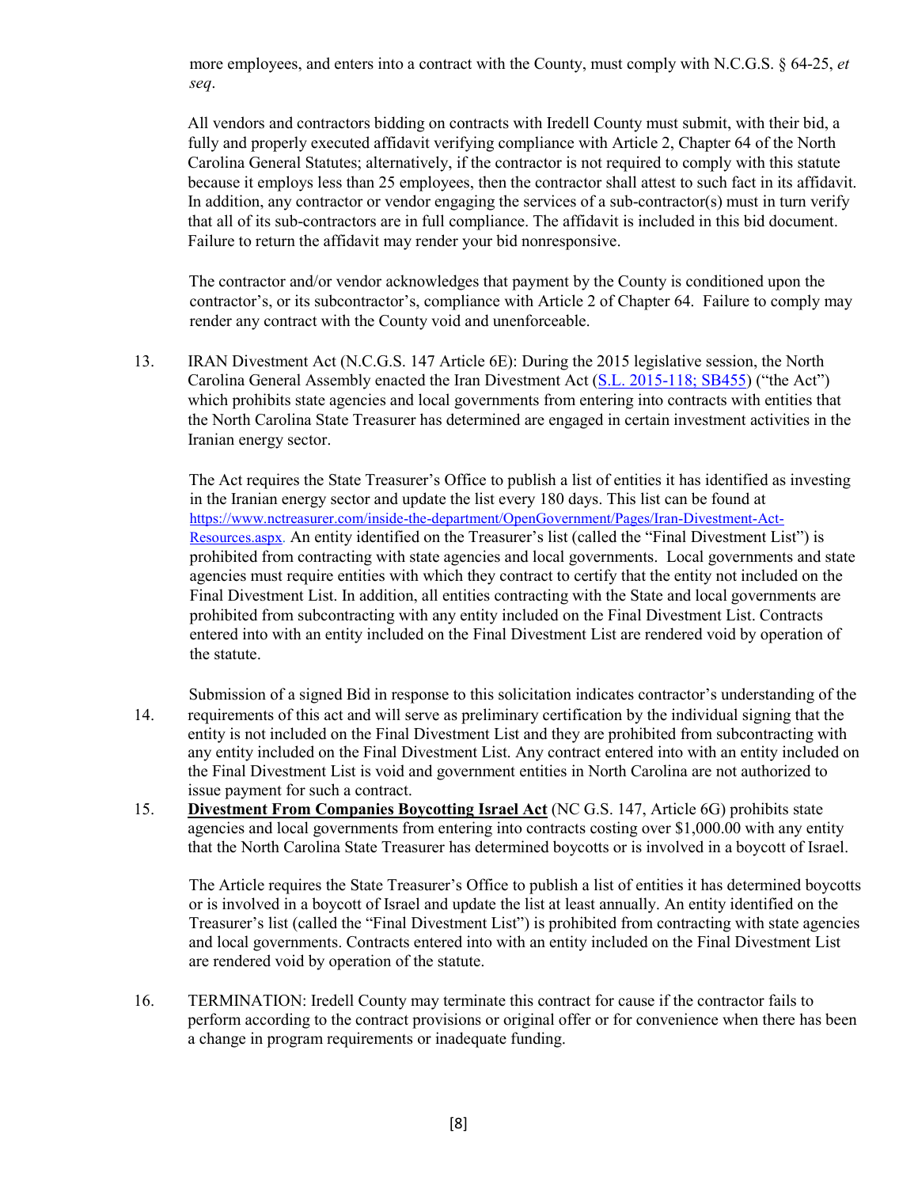more employees, and enters into a contract with the County, must comply with N.C.G.S. § 64-25, *et seq*.

All vendors and contractors bidding on contracts with Iredell County must submit, with their bid, a fully and properly executed affidavit verifying compliance with Article 2, Chapter 64 of the North Carolina General Statutes; alternatively, if the contractor is not required to comply with this statute because it employs less than 25 employees, then the contractor shall attest to such fact in its affidavit. In addition, any contractor or vendor engaging the services of a sub-contractor(s) must in turn verify that all of its sub-contractors are in full compliance. The affidavit is included in this bid document. Failure to return the affidavit may render your bid nonresponsive.

The contractor and/or vendor acknowledges that payment by the County is conditioned upon the contractor's, or its subcontractor's, compliance with Article 2 of Chapter 64. Failure to comply may render any contract with the County void and unenforceable.

13. IRAN Divestment Act (N.C.G.S. 147 Article 6E): During the 2015 legislative session, the North Carolina General Assembly enacted the Iran Divestment Act (S.L. 2015-118; SB455) ("the Act") which prohibits state agencies and local governments from entering into contracts with entities that the North Carolina State Treasurer has determined are engaged in certain investment activities in the Iranian energy sector.

    The Act requires the State Treasurer's Office to publish a list of entities it has identified as investing in the Iranian energy sector and update the list every 180 days. This list can be found at https://www.nctreasurer.com/inside-the-department/OpenGovernment/Pages/Iran-Divestment-Act-Resources.aspx. An entity identified on the Treasurer's list (called the "Final Divestment List") is prohibited from contracting with state agencies and local governments. Local governments and state agencies must require entities with which they contract to certify that the entity not included on the Final Divestment List. In addition, all entities contracting with the State and local governments are prohibited from subcontracting with any entity included on the Final Divestment List. Contracts entered into with an entity included on the Final Divestment List are rendered void by operation of the statute.

14. Submission of a signed Bid in response to this solicitation indicates contractor's understanding of the requirements of this act and will serve as preliminary certification by the individual signing that the entity is not included on the Final Divestment List and they are prohibited from subcontracting with any entity included on the Final Divestment List. Any contract entered into with an entity included on the Final Divestment List is void and government entities in North Carolina are not authorized to issue payment for such a contract.

15. **Divestment From Companies Boycotting Israel Act** (NC G.S. 147, Article 6G) prohibits state agencies and local governments from entering into contracts costing over $1,000.00 with any entity that the North Carolina State Treasurer has determined boycotts or is involved in a boycott of Israel.

    The Article requires the State Treasurer's Office to publish a list of entities it has determined boycotts or is involved in a boycott of Israel and update the list at least annually. An entity identified on the Treasurer's list (called the "Final Divestment List") is prohibited from contracting with state agencies and local governments. Contracts entered into with an entity included on the Final Divestment List are rendered void by operation of the statute.

16. TERMINATION: Iredell County may terminate this contract for cause if the contractor fails to perform according to the contract provisions or original offer or for convenience when there has been a change in program requirements or inadequate funding.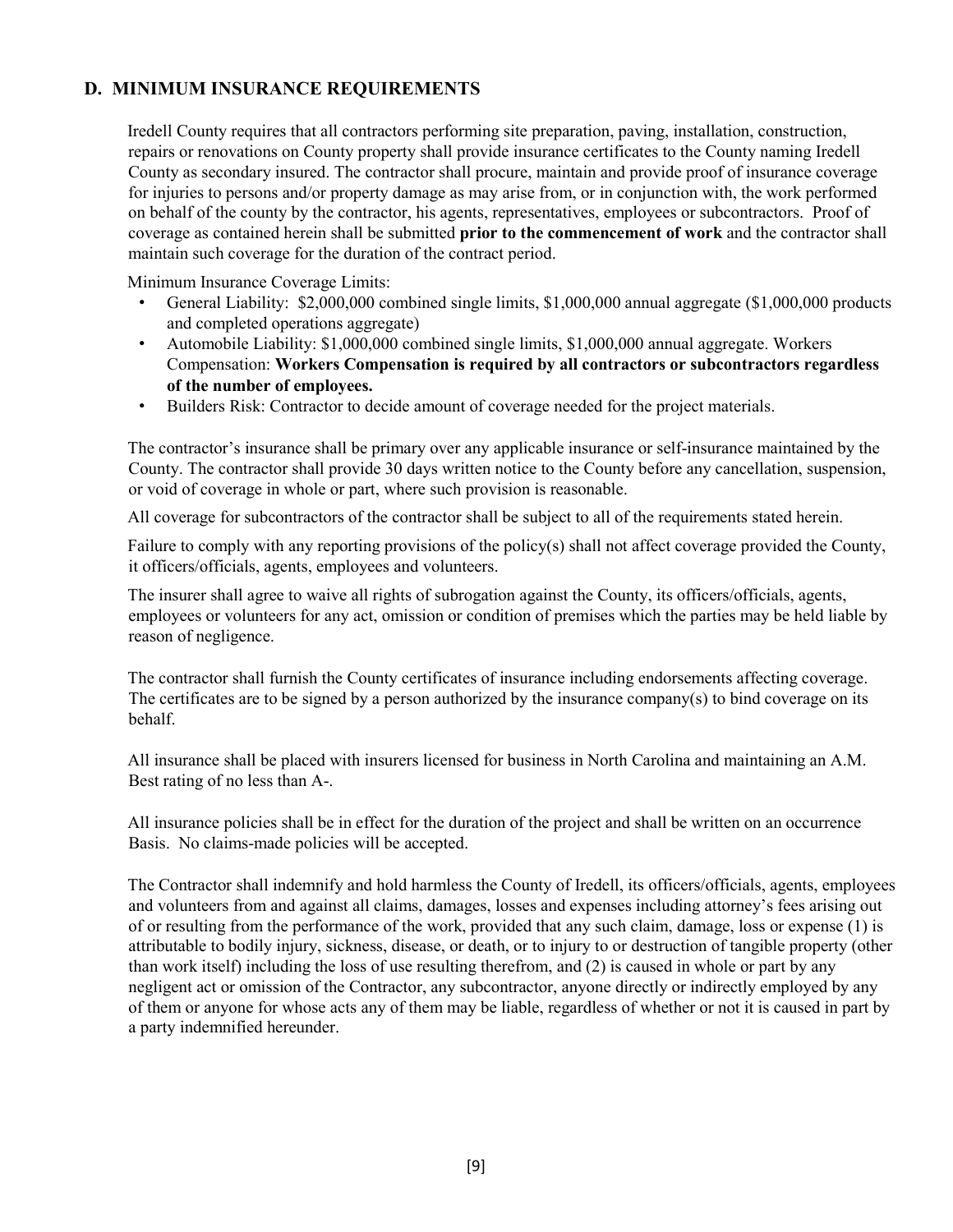## D. MINIMUM INSURANCE REQUIREMENTS

Iredell County requires that all contractors performing site preparation, paving, installation, construction, repairs or renovations on County property shall provide insurance certificates to the County naming Iredell County as secondary insured. The contractor shall procure, maintain and provide proof of insurance coverage for injuries to persons and/or property damage as may arise from, or in conjunction with, the work performed on behalf of the county by the contractor, his agents, representatives, employees or subcontractors. Proof of coverage as contained herein shall be submitted **prior to the commencement of work** and the contractor shall maintain such coverage for the duration of the contract period.

Minimum Insurance Coverage Limits:

- General Liability: $2,000,000 combined single limits, $1,000,000 annual aggregate ($1,000,000 products and completed operations aggregate)
- Automobile Liability: $1,000,000 combined single limits, $1,000,000 annual aggregate. Workers Compensation: **Workers Compensation is required by all contractors or subcontractors regardless of the number of employees.**
- Builders Risk: Contractor to decide amount of coverage needed for the project materials.

The contractor's insurance shall be primary over any applicable insurance or self-insurance maintained by the County. The contractor shall provide 30 days written notice to the County before any cancellation, suspension, or void of coverage in whole or part, where such provision is reasonable.

All coverage for subcontractors of the contractor shall be subject to all of the requirements stated herein.

Failure to comply with any reporting provisions of the policy(s) shall not affect coverage provided the County, it officers/officials, agents, employees and volunteers.

The insurer shall agree to waive all rights of subrogation against the County, its officers/officials, agents, employees or volunteers for any act, omission or condition of premises which the parties may be held liable by reason of negligence.

The contractor shall furnish the County certificates of insurance including endorsements affecting coverage. The certificates are to be signed by a person authorized by the insurance company(s) to bind coverage on its behalf.

All insurance shall be placed with insurers licensed for business in North Carolina and maintaining an A.M. Best rating of no less than A-.

All insurance policies shall be in effect for the duration of the project and shall be written on an occurrence Basis. No claims-made policies will be accepted.

The Contractor shall indemnify and hold harmless the County of Iredell, its officers/officials, agents, employees and volunteers from and against all claims, damages, losses and expenses including attorney's fees arising out of or resulting from the performance of the work, provided that any such claim, damage, loss or expense (1) is attributable to bodily injury, sickness, disease, or death, or to injury to or destruction of tangible property (other than work itself) including the loss of use resulting therefrom, and (2) is caused in whole or part by any negligent act or omission of the Contractor, any subcontractor, anyone directly or indirectly employed by any of them or anyone for whose acts any of them may be liable, regardless of whether or not it is caused in part by a party indemnified hereunder.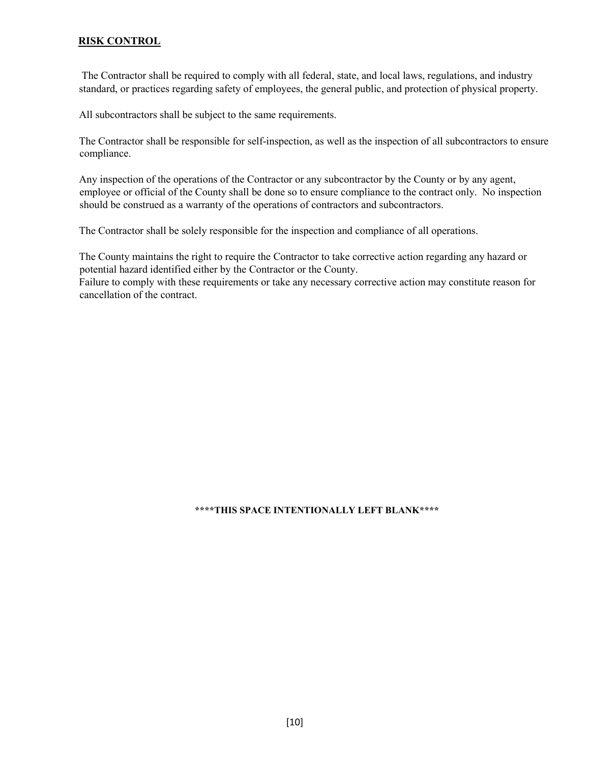## RISK CONTROL

The Contractor shall be required to comply with all federal, state, and local laws, regulations, and industry standard, or practices regarding safety of employees, the general public, and protection of physical property.

All subcontractors shall be subject to the same requirements.

The Contractor shall be responsible for self-inspection, as well as the inspection of all subcontractors to ensure compliance.

Any inspection of the operations of the Contractor or any subcontractor by the County or by any agent, employee or official of the County shall be done so to ensure compliance to the contract only. No inspection should be construed as a warranty of the operations of contractors and subcontractors.

The Contractor shall be solely responsible for the inspection and compliance of all operations.

The County maintains the right to require the Contractor to take corrective action regarding any hazard or potential hazard identified either by the Contractor or the County.
Failure to comply with these requirements or take any necessary corrective action may constitute reason for cancellation of the contract.

**\*\*\*\*THIS SPACE INTENTIONALLY LEFT BLANK\*\*\*\***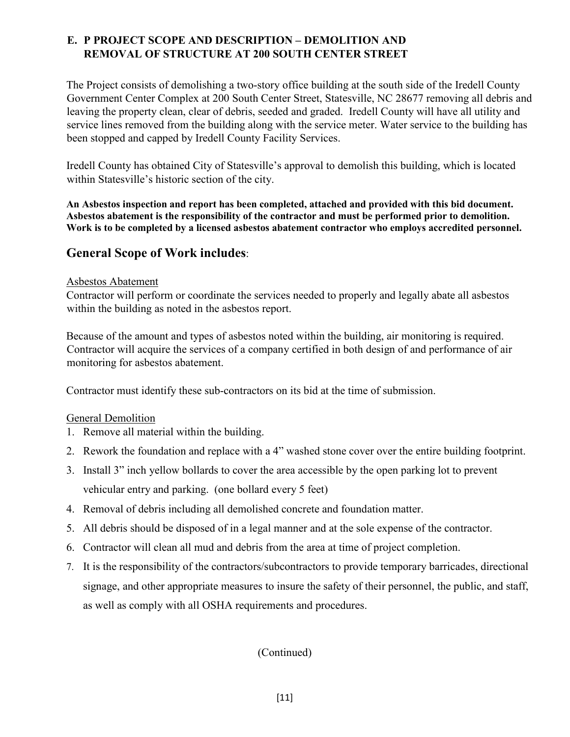## E. P PROJECT SCOPE AND DESCRIPTION – DEMOLITION AND REMOVAL OF STRUCTURE AT 200 SOUTH CENTER STREET

The Project consists of demolishing a two-story office building at the south side of the Iredell County Government Center Complex at 200 South Center Street, Statesville, NC 28677 removing all debris and leaving the property clean, clear of debris, seeded and graded. Iredell County will have all utility and service lines removed from the building along with the service meter. Water service to the building has been stopped and capped by Iredell County Facility Services.

Iredell County has obtained City of Statesville's approval to demolish this building, which is located within Statesville's historic section of the city.

**An Asbestos inspection and report has been completed, attached and provided with this bid document. Asbestos abatement is the responsibility of the contractor and must be performed prior to demolition. Work is to be completed by a licensed asbestos abatement contractor who employs accredited personnel.**

## General Scope of Work includes:

Asbestos Abatement

Contractor will perform or coordinate the services needed to properly and legally abate all asbestos within the building as noted in the asbestos report.

Because of the amount and types of asbestos noted within the building, air monitoring is required. Contractor will acquire the services of a company certified in both design of and performance of air monitoring for asbestos abatement.

Contractor must identify these sub-contractors on its bid at the time of submission.

General Demolition

1. Remove all material within the building.
2. Rework the foundation and replace with a 4" washed stone cover over the entire building footprint.
3. Install 3" inch yellow bollards to cover the area accessible by the open parking lot to prevent vehicular entry and parking. (one bollard every 5 feet)
4. Removal of debris including all demolished concrete and foundation matter.
5. All debris should be disposed of in a legal manner and at the sole expense of the contractor.
6. Contractor will clean all mud and debris from the area at time of project completion.
7. It is the responsibility of the contractors/subcontractors to provide temporary barricades, directional signage, and other appropriate measures to insure the safety of their personnel, the public, and staff, as well as comply with all OSHA requirements and procedures.

(Continued)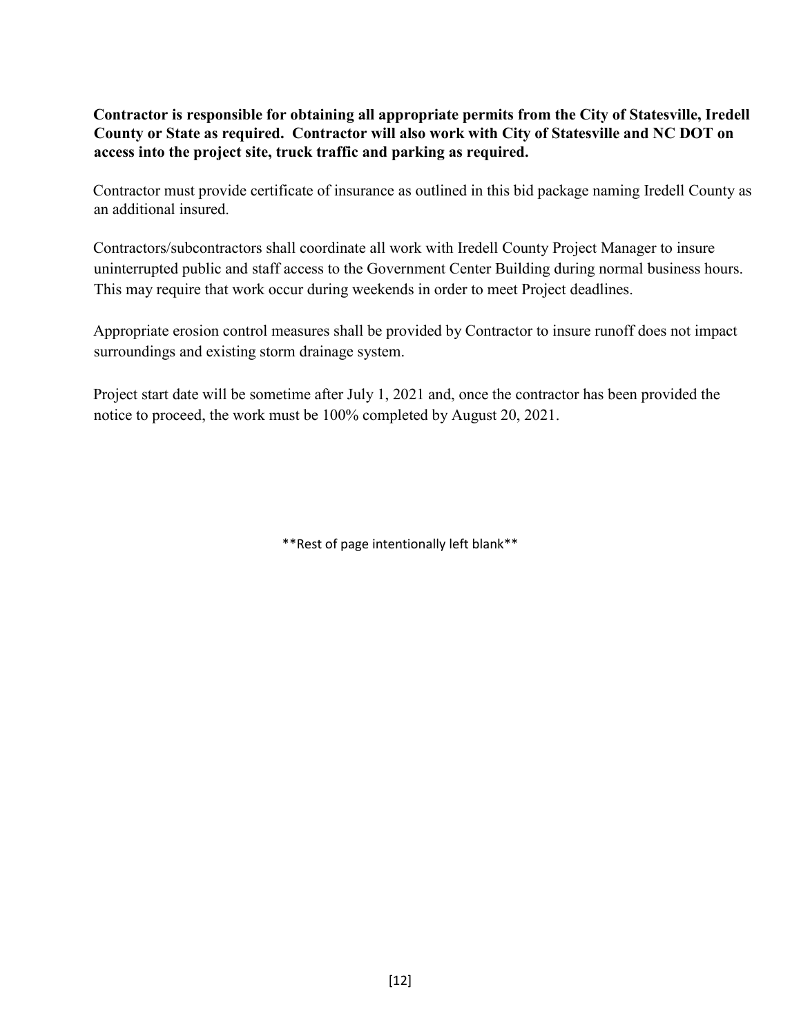**Contractor is responsible for obtaining all appropriate permits from the City of Statesville, Iredell County or State as required. Contractor will also work with City of Statesville and NC DOT on access into the project site, truck traffic and parking as required.**

Contractor must provide certificate of insurance as outlined in this bid package naming Iredell County as an additional insured.

Contractors/subcontractors shall coordinate all work with Iredell County Project Manager to insure uninterrupted public and staff access to the Government Center Building during normal business hours. This may require that work occur during weekends in order to meet Project deadlines.

Appropriate erosion control measures shall be provided by Contractor to insure runoff does not impact surroundings and existing storm drainage system.

Project start date will be sometime after July 1, 2021 and, once the contractor has been provided the notice to proceed, the work must be 100% completed by August 20, 2021.

**Rest of page intentionally left blank**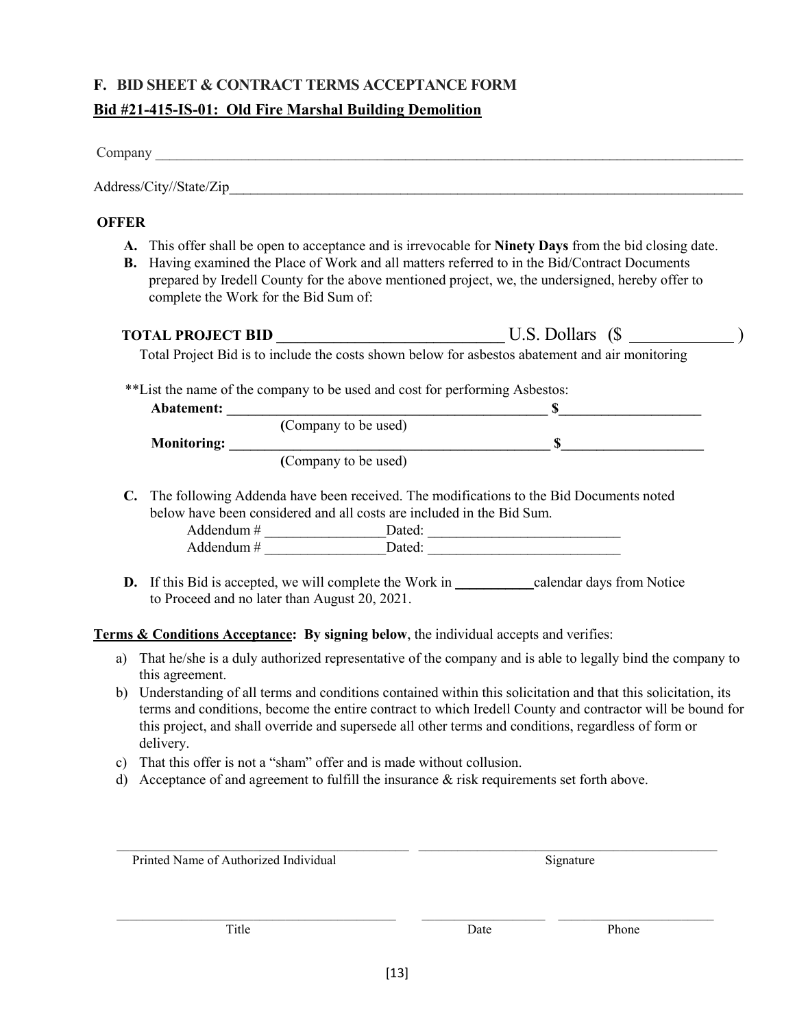## F. BID SHEET & CONTRACT TERMS ACCEPTANCE FORM

**Bid #21-415-IS-01: Old Fire Marshal Building Demolition**

Company ______________________________________________________________________________

Address/City//State/Zip_________________________________________________________________

**OFFER**

**A.** This offer shall be open to acceptance and is irrevocable for **Ninety Days** from the bid closing date.

**B.** Having examined the Place of Work and all matters referred to in the Bid/Contract Documents prepared by Iredell County for the above mentioned project, we, the undersigned, hereby offer to complete the Work for the Bid Sum of:

**TOTAL PROJECT BID** ____________________________ U.S. Dollars ($ ____________ )

Total Project Bid is to include the costs shown below for asbestos abatement and air monitoring

**List the name of the company to be used and cost for performing Asbestos:

**Abatement:** ______________________________________________ **$**____________________
(Company to be used)

**Monitoring:** ______________________________________________ **$**____________________
(Company to be used)

**C.** The following Addenda have been received. The modifications to the Bid Documents noted below have been considered and all costs are included in the Bid Sum.

Addendum # _________________Dated: ___________________________

Addendum # _________________Dated: ___________________________

**D.** If this Bid is accepted, we will complete the Work in ___________calendar days from Notice to Proceed and no later than August 20, 2021.

**Terms & Conditions Acceptance: By signing below**, the individual accepts and verifies:

a) That he/she is a duly authorized representative of the company and is able to legally bind the company to this agreement.
b) Understanding of all terms and conditions contained within this solicitation and that this solicitation, its terms and conditions, become the entire contract to which Iredell County and contractor will be bound for this project, and shall override and supersede all other terms and conditions, regardless of form or delivery.
c) That this offer is not a "sham" offer and is made without collusion.
d) Acceptance of and agreement to fulfill the insurance & risk requirements set forth above.

_____________________________________________ _____________________________________________
Printed Name of Authorized Individual Signature

_____________________________________________ ___________________ ________________________
Title Date Phone